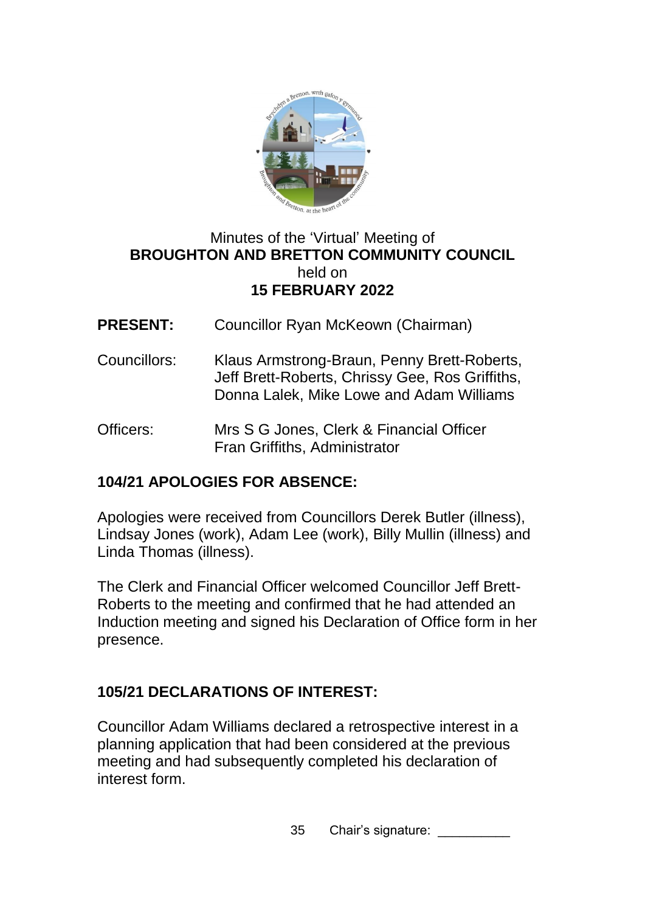Minutes of the 'Virtual' Meeting of

**BROUGHTON AND BRETTON COMMUNITY COUNCIL**

held on

**15 FEBRUARY 2022**

**PRESENT:** Councillor Ryan McKeown (Chairman)

Councillors: Klaus Armstrong-Braun, Penny Brett-Roberts, Jeff Brett-Roberts, Chrissy Gee, Ros Griffiths, Donna Lalek, Mike Lowe and Adam Williams

Officers: Mrs S G Jones, Clerk & Financial Officer
Fran Griffiths, Administrator

## 104/21 APOLOGIES FOR ABSENCE:

Apologies were received from Councillors Derek Butler (illness), Lindsay Jones (work), Adam Lee (work), Billy Mullin (illness) and Linda Thomas (illness).

The Clerk and Financial Officer welcomed Councillor Jeff Brett-Roberts to the meeting and confirmed that he had attended an Induction meeting and signed his Declaration of Office form in her presence.

## 105/21 DECLARATIONS OF INTEREST:

Councillor Adam Williams declared a retrospective interest in a planning application that had been considered at the previous meeting and had subsequently completed his declaration of interest form.

Chair's signature: __________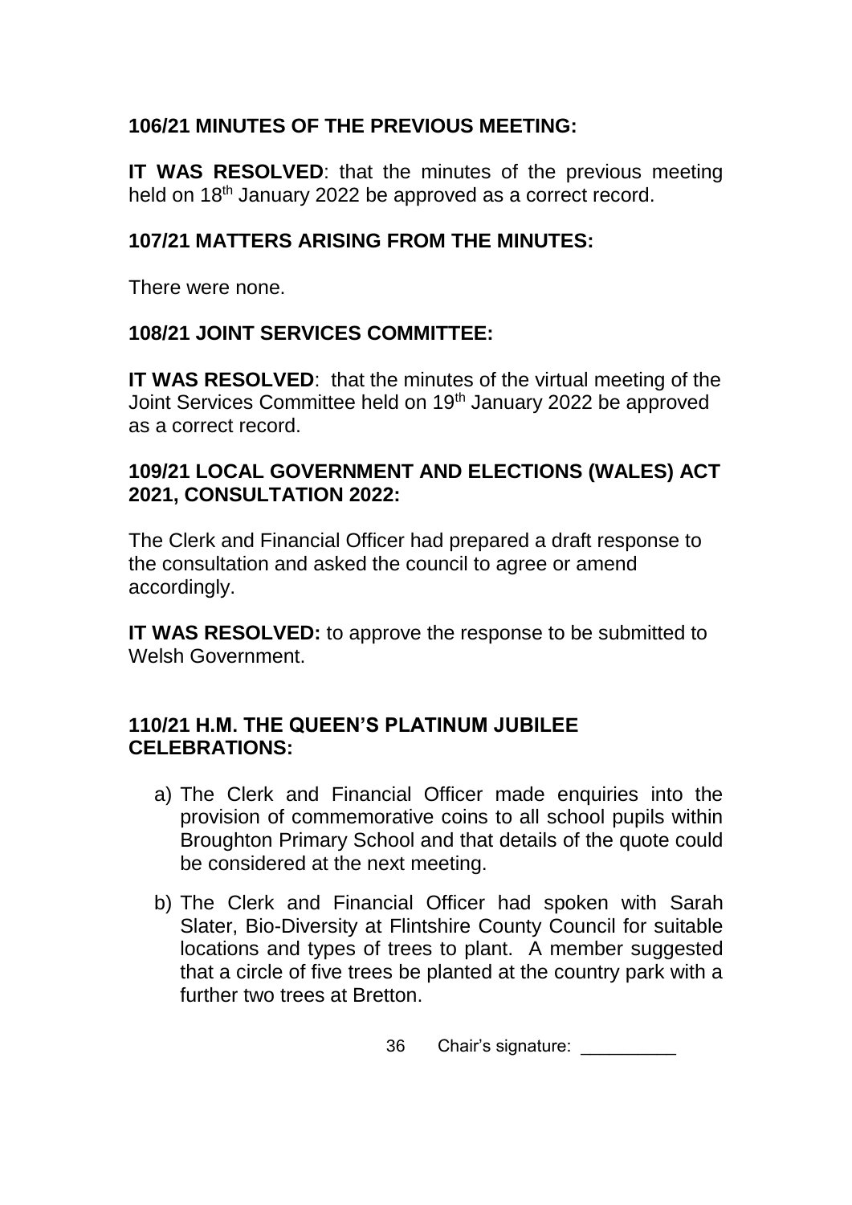**106/21 MINUTES OF THE PREVIOUS MEETING:**

**IT WAS RESOLVED**: that the minutes of the previous meeting held on 18th January 2022 be approved as a correct record.

**107/21 MATTERS ARISING FROM THE MINUTES:**

There were none.

**108/21 JOINT SERVICES COMMITTEE:**

**IT WAS RESOLVED**: that the minutes of the virtual meeting of the Joint Services Committee held on 19th January 2022 be approved as a correct record.

**109/21 LOCAL GOVERNMENT AND ELECTIONS (WALES) ACT 2021, CONSULTATION 2022:**

The Clerk and Financial Officer had prepared a draft response to the consultation and asked the council to agree or amend accordingly.

**IT WAS RESOLVED:** to approve the response to be submitted to Welsh Government.

**110/21 H.M. THE QUEEN'S PLATINUM JUBILEE CELEBRATIONS:**

a) The Clerk and Financial Officer made enquiries into the provision of commemorative coins to all school pupils within Broughton Primary School and that details of the quote could be considered at the next meeting.

b) The Clerk and Financial Officer had spoken with Sarah Slater, Bio-Diversity at Flintshire County Council for suitable locations and types of trees to plant. A member suggested that a circle of five trees be planted at the country park with a further two trees at Bretton.

Chair's signature: __________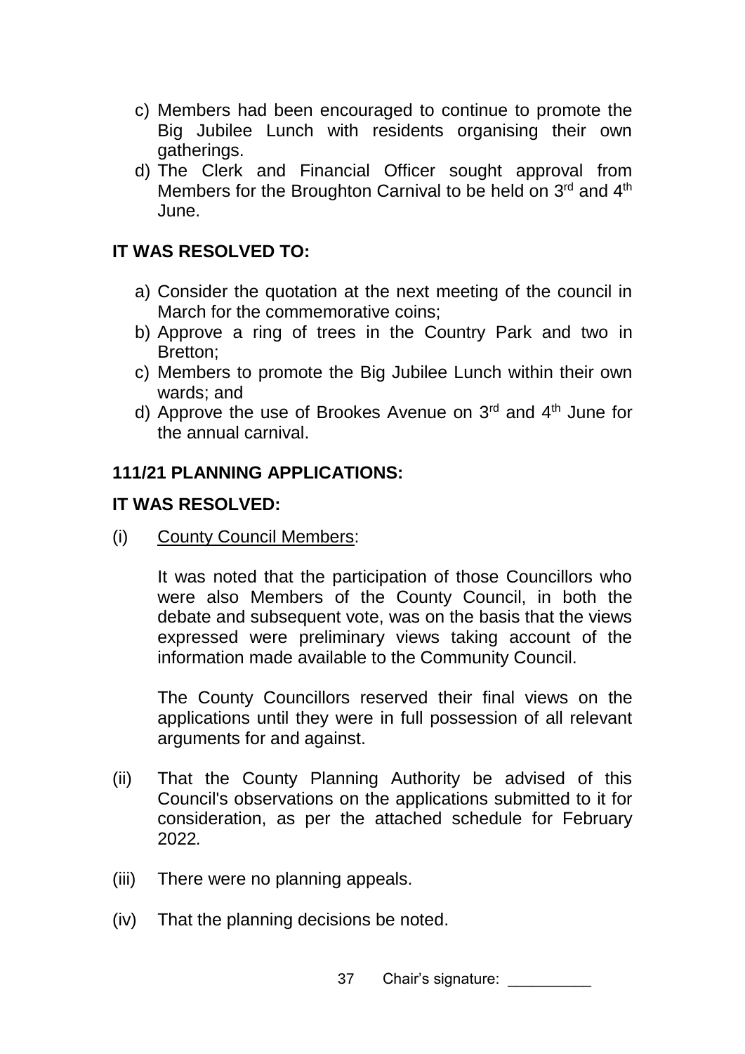c) Members had been encouraged to continue to promote the Big Jubilee Lunch with residents organising their own gatherings.
d) The Clerk and Financial Officer sought approval from Members for the Broughton Carnival to be held on 3rd and 4th June.

**IT WAS RESOLVED TO:**

a) Consider the quotation at the next meeting of the council in March for the commemorative coins;
b) Approve a ring of trees in the Country Park and two in Bretton;
c) Members to promote the Big Jubilee Lunch within their own wards; and
d) Approve the use of Brookes Avenue on 3rd and 4th June for the annual carnival.

**111/21 PLANNING APPLICATIONS:**

**IT WAS RESOLVED:**

(i) County Council Members:

It was noted that the participation of those Councillors who were also Members of the County Council, in both the debate and subsequent vote, was on the basis that the views expressed were preliminary views taking account of the information made available to the Community Council.

The County Councillors reserved their final views on the applications until they were in full possession of all relevant arguments for and against.

(ii) That the County Planning Authority be advised of this Council's observations on the applications submitted to it for consideration, as per the attached schedule for February 2022.

(iii) There were no planning appeals.

(iv) That the planning decisions be noted.

Chair's signature: __________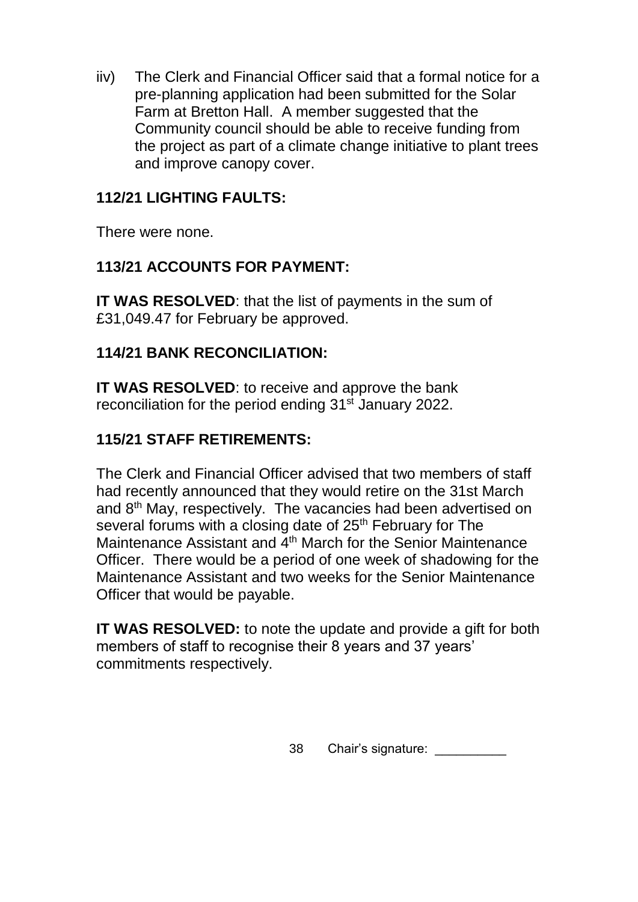iiv) The Clerk and Financial Officer said that a formal notice for a pre-planning application had been submitted for the Solar Farm at Bretton Hall. A member suggested that the Community council should be able to receive funding from the project as part of a climate change initiative to plant trees and improve canopy cover.

**112/21 LIGHTING FAULTS:**

There were none.

**113/21 ACCOUNTS FOR PAYMENT:**

**IT WAS RESOLVED**: that the list of payments in the sum of £31,049.47 for February be approved.

**114/21 BANK RECONCILIATION:**

**IT WAS RESOLVED**: to receive and approve the bank reconciliation for the period ending 31st January 2022.

**115/21 STAFF RETIREMENTS:**

The Clerk and Financial Officer advised that two members of staff had recently announced that they would retire on the 31st March and 8th May, respectively. The vacancies had been advertised on several forums with a closing date of 25th February for The Maintenance Assistant and 4th March for the Senior Maintenance Officer. There would be a period of one week of shadowing for the Maintenance Assistant and two weeks for the Senior Maintenance Officer that would be payable.

**IT WAS RESOLVED:** to note the update and provide a gift for both members of staff to recognise their 8 years and 37 years' commitments respectively.

Chair's signature: __________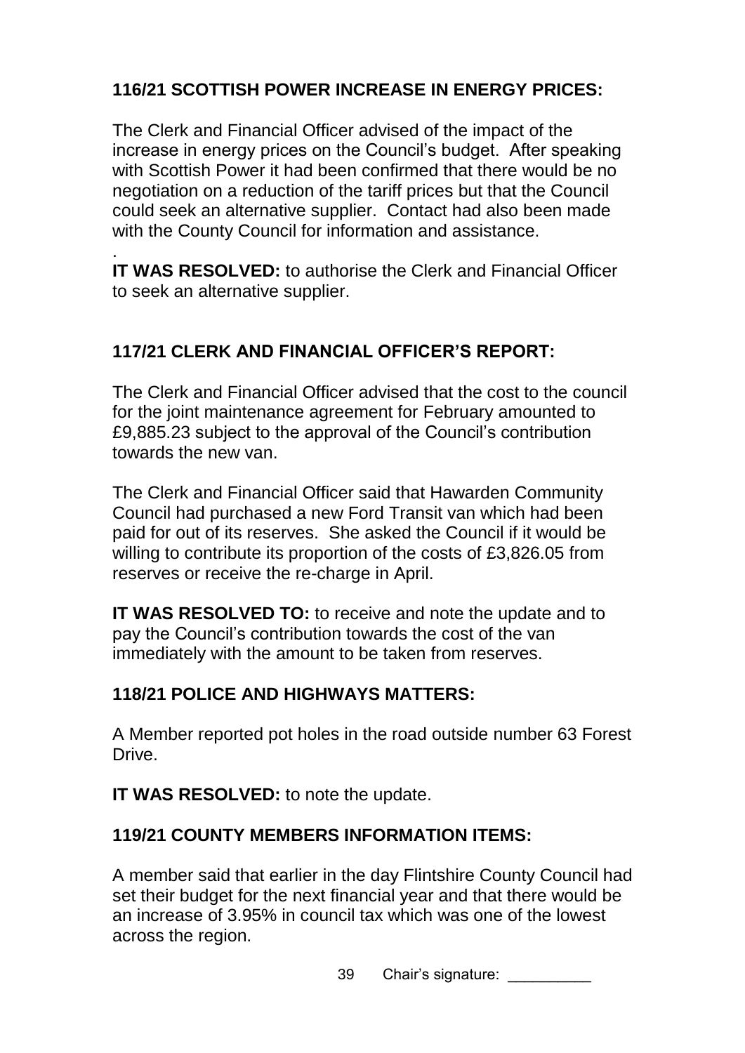### 116/21 SCOTTISH POWER INCREASE IN ENERGY PRICES:

The Clerk and Financial Officer advised of the impact of the increase in energy prices on the Council's budget. After speaking with Scottish Power it had been confirmed that there would be no negotiation on a reduction of the tariff prices but that the Council could seek an alternative supplier. Contact had also been made with the County Council for information and assistance.

.

**IT WAS RESOLVED:** to authorise the Clerk and Financial Officer to seek an alternative supplier.

### 117/21 CLERK AND FINANCIAL OFFICER'S REPORT:

The Clerk and Financial Officer advised that the cost to the council for the joint maintenance agreement for February amounted to £9,885.23 subject to the approval of the Council's contribution towards the new van.

The Clerk and Financial Officer said that Hawarden Community Council had purchased a new Ford Transit van which had been paid for out of its reserves. She asked the Council if it would be willing to contribute its proportion of the costs of £3,826.05 from reserves or receive the re-charge in April.

**IT WAS RESOLVED TO:** to receive and note the update and to pay the Council's contribution towards the cost of the van immediately with the amount to be taken from reserves.

### 118/21 POLICE AND HIGHWAYS MATTERS:

A Member reported pot holes in the road outside number 63 Forest Drive.

**IT WAS RESOLVED:** to note the update.

### 119/21 COUNTY MEMBERS INFORMATION ITEMS:

A member said that earlier in the day Flintshire County Council had set their budget for the next financial year and that there would be an increase of 3.95% in council tax which was one of the lowest across the region.

Chair's signature: __________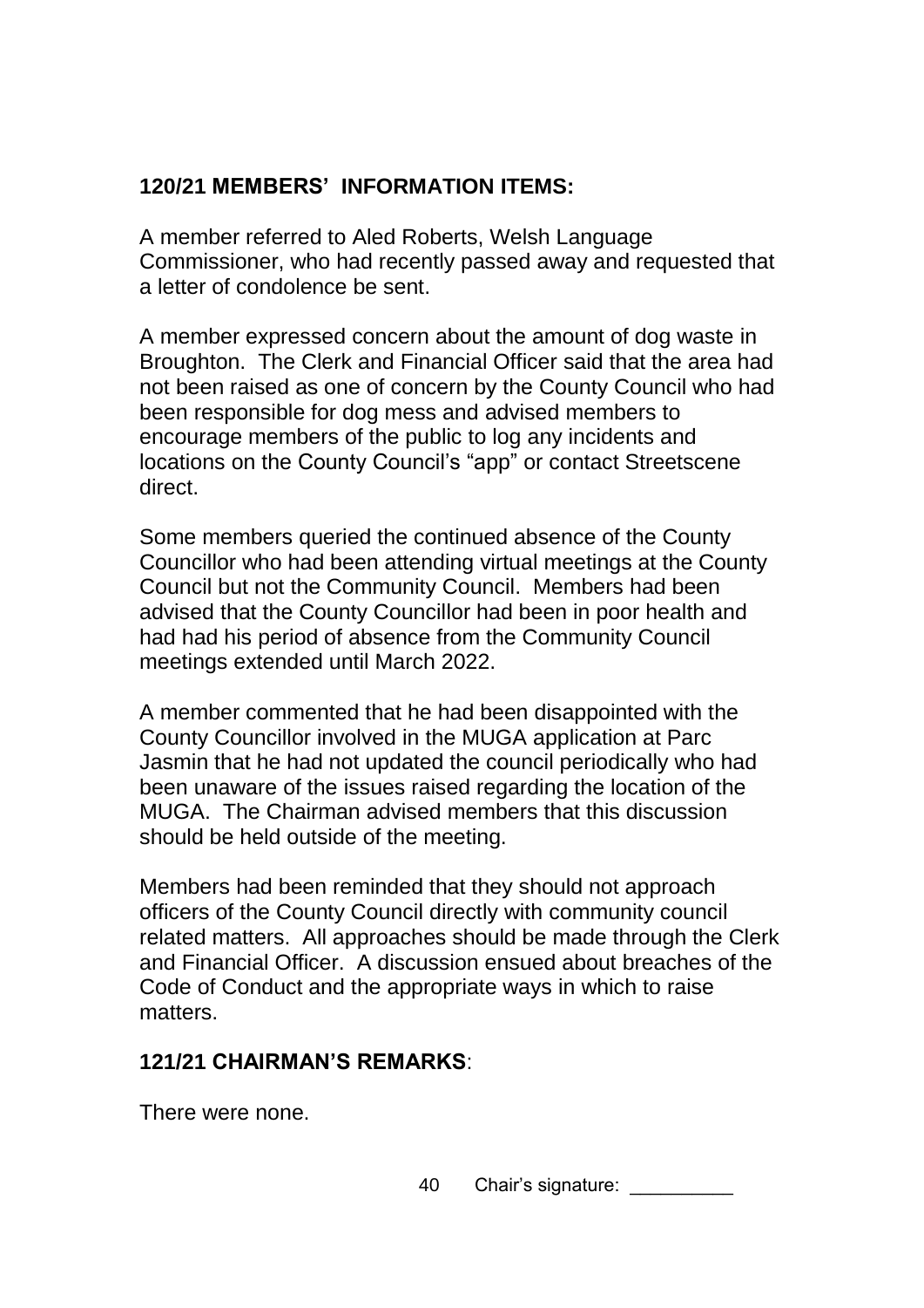## 120/21 MEMBERS' INFORMATION ITEMS:

A member referred to Aled Roberts, Welsh Language Commissioner, who had recently passed away and requested that a letter of condolence be sent.

A member expressed concern about the amount of dog waste in Broughton. The Clerk and Financial Officer said that the area had not been raised as one of concern by the County Council who had been responsible for dog mess and advised members to encourage members of the public to log any incidents and locations on the County Council's "app" or contact Streetscene direct.

Some members queried the continued absence of the County Councillor who had been attending virtual meetings at the County Council but not the Community Council. Members had been advised that the County Councillor had been in poor health and had had his period of absence from the Community Council meetings extended until March 2022.

A member commented that he had been disappointed with the County Councillor involved in the MUGA application at Parc Jasmin that he had not updated the council periodically who had been unaware of the issues raised regarding the location of the MUGA. The Chairman advised members that this discussion should be held outside of the meeting.

Members had been reminded that they should not approach officers of the County Council directly with community council related matters. All approaches should be made through the Clerk and Financial Officer. A discussion ensued about breaches of the Code of Conduct and the appropriate ways in which to raise matters.

## 121/21 CHAIRMAN'S REMARKS:

There were none.

Chair's signature: __________